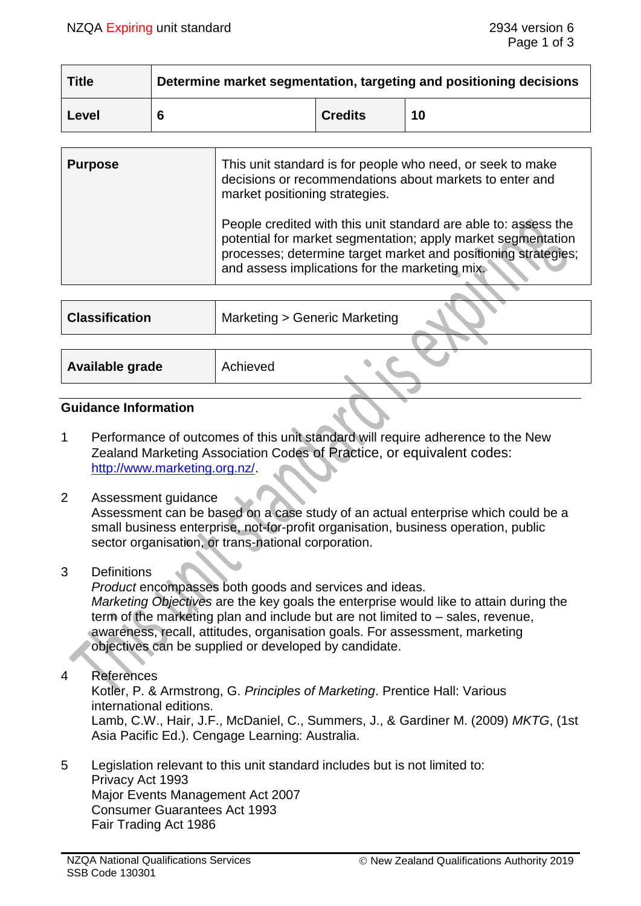| Title | Determine market segmentation, targeting and positioning decisions | | |
|---|---|---|---|
| Level | 6 | Credits | 10 |

| Purpose | This unit standard is for people who need, or seek to make decisions or recommendations about markets to enter and market positioning strategies.<br><br>People credited with this unit standard are able to: assess the potential for market segmentation; apply market segmentation processes; determine target market and positioning strategies; and assess implications for the marketing mix. |
|---|---|

| Classification | Marketing > Generic Marketing |
|---|---|

| Available grade | Achieved |
|---|---|

## Guidance Information

1. Performance of outcomes of this unit standard will require adherence to the New Zealand Marketing Association Codes of Practice, or equivalent codes: http://www.marketing.org.nz/.

2. Assessment guidance
   Assessment can be based on a case study of an actual enterprise which could be a small business enterprise, not-for-profit organisation, business operation, public sector organisation, or trans-national corporation.

3. Definitions
   *Product* encompasses both goods and services and ideas.
   *Marketing Objectives* are the key goals the enterprise would like to attain during the term of the marketing plan and include but are not limited to – sales, revenue, awareness, recall, attitudes, organisation goals. For assessment, marketing objectives can be supplied or developed by candidate.

4. References
   Kotler, P. & Armstrong, G. *Principles of Marketing*. Prentice Hall: Various international editions.
   Lamb, C.W., Hair, J.F., McDaniel, C., Summers, J., & Gardiner M. (2009) *MKTG*, (1st Asia Pacific Ed.). Cengage Learning: Australia.

5. Legislation relevant to this unit standard includes but is not limited to:
   Privacy Act 1993
   Major Events Management Act 2007
   Consumer Guarantees Act 1993
   Fair Trading Act 1986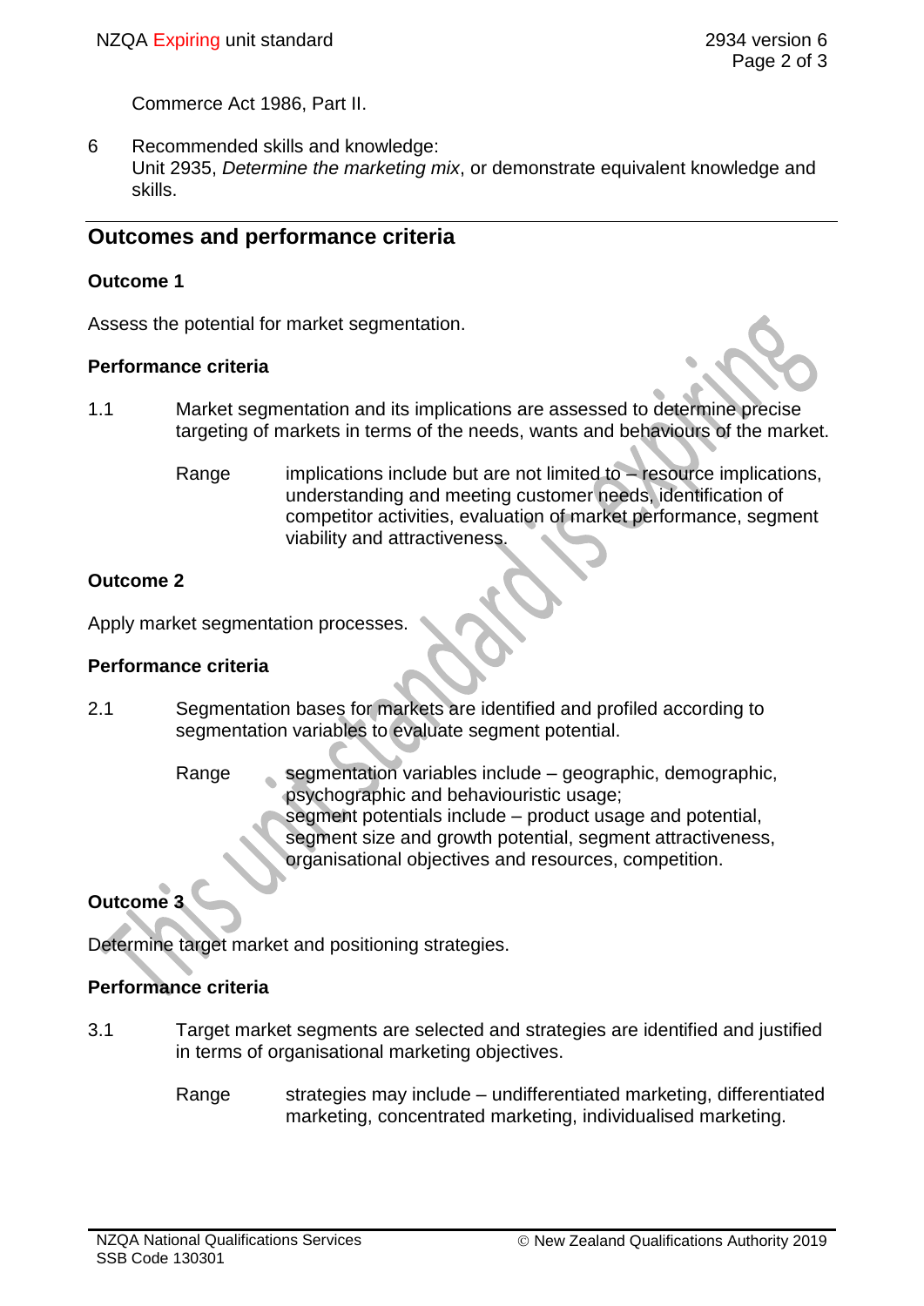Commerce Act 1986, Part II.

6 Recommended skills and knowledge:
Unit 2935, *Determine the marketing mix*, or demonstrate equivalent knowledge and skills.

## Outcomes and performance criteria

### Outcome 1

Assess the potential for market segmentation.

### Performance criteria

1.1 Market segmentation and its implications are assessed to determine precise targeting of markets in terms of the needs, wants and behaviours of the market.

Range implications include but are not limited to – resource implications, understanding and meeting customer needs, identification of competitor activities, evaluation of market performance, segment viability and attractiveness.

### Outcome 2

Apply market segmentation processes.

### Performance criteria

2.1 Segmentation bases for markets are identified and profiled according to segmentation variables to evaluate segment potential.

Range segmentation variables include – geographic, demographic, psychographic and behaviouristic usage;
segment potentials include – product usage and potential, segment size and growth potential, segment attractiveness, organisational objectives and resources, competition.

### Outcome 3

Determine target market and positioning strategies.

### Performance criteria

3.1 Target market segments are selected and strategies are identified and justified in terms of organisational marketing objectives.

Range strategies may include – undifferentiated marketing, differentiated marketing, concentrated marketing, individualised marketing.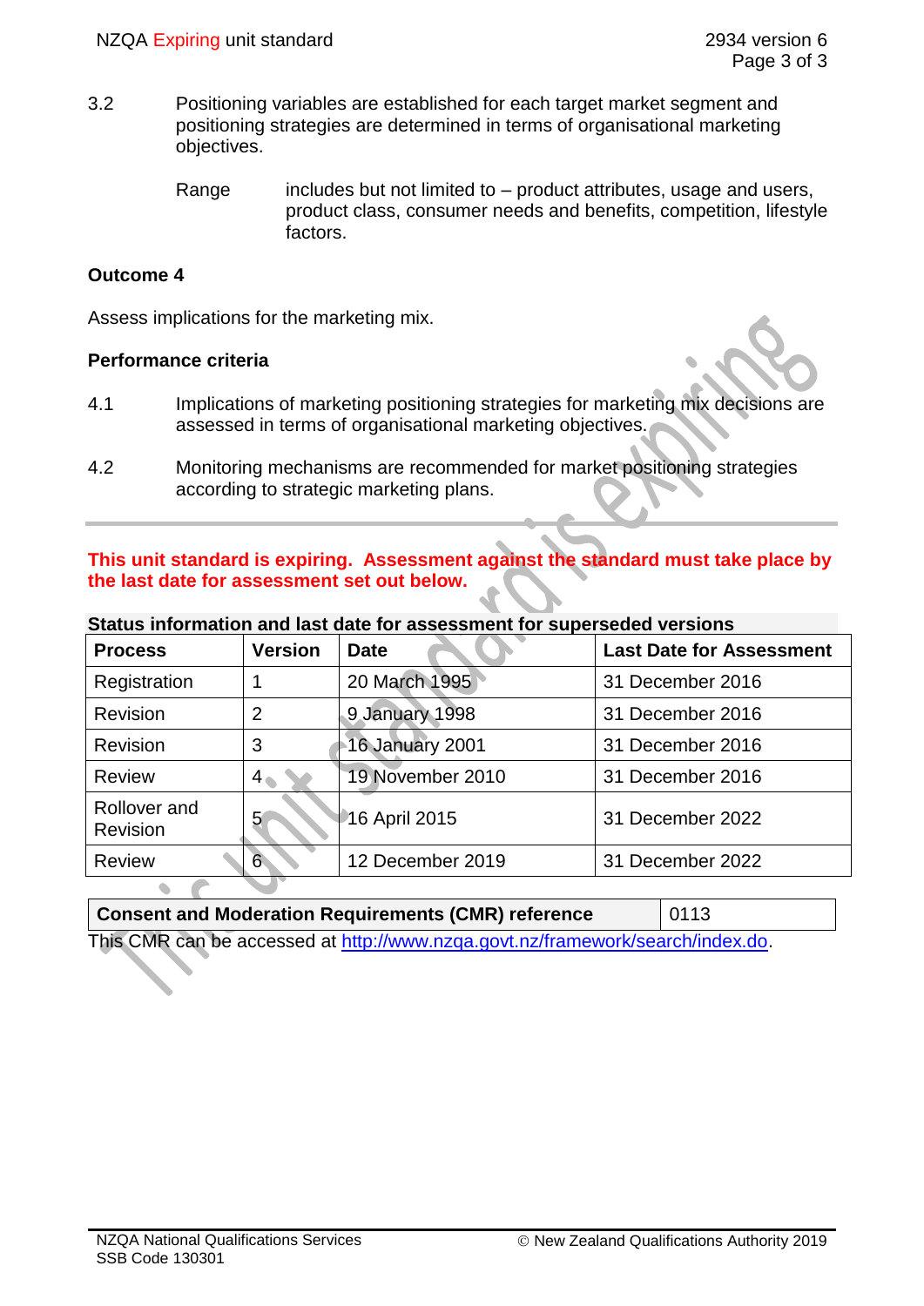3.2 Positioning variables are established for each target market segment and positioning strategies are determined in terms of organisational marketing objectives.

Range includes but not limited to – product attributes, usage and users, product class, consumer needs and benefits, competition, lifestyle factors.

**Outcome 4**

Assess implications for the marketing mix.

**Performance criteria**

4.1 Implications of marketing positioning strategies for marketing mix decisions are assessed in terms of organisational marketing objectives.

4.2 Monitoring mechanisms are recommended for market positioning strategies according to strategic marketing plans.

---

**This unit standard is expiring. Assessment against the standard must take place by the last date for assessment set out below.**

**Status information and last date for assessment for superseded versions**

| Process | Version | Date | Last Date for Assessment |
|---|---|---|---|
| Registration | 1 | 20 March 1995 | 31 December 2016 |
| Revision | 2 | 9 January 1998 | 31 December 2016 |
| Revision | 3 | 16 January 2001 | 31 December 2016 |
| Review | 4 | 19 November 2010 | 31 December 2016 |
| Rollover and Revision | 5 | 16 April 2015 | 31 December 2022 |
| Review | 6 | 12 December 2019 | 31 December 2022 |

| | |
|---|---|
| **Consent and Moderation Requirements (CMR) reference** | 0113 |

This CMR can be accessed at http://www.nzqa.govt.nz/framework/search/index.do.